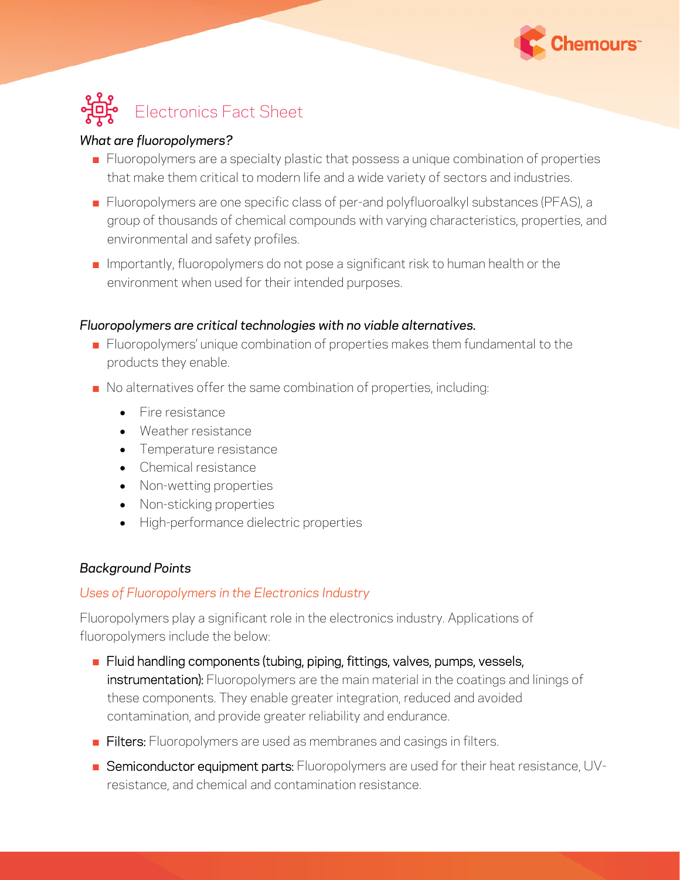# Electronics Fact Sheet

*What are fluoropolymers?*

- Fluoropolymers are a specialty plastic that possess a unique combination of properties that make them critical to modern life and a wide variety of sectors and industries.
- Fluoropolymers are one specific class of per-and polyfluoroalkyl substances (PFAS), a group of thousands of chemical compounds with varying characteristics, properties, and environmental and safety profiles.
- Importantly, fluoropolymers do not pose a significant risk to human health or the environment when used for their intended purposes.

*Fluoropolymers are critical technologies with no viable alternatives.*

- Fluoropolymers' unique combination of properties makes them fundamental to the products they enable.
- No alternatives offer the same combination of properties, including:
  - Fire resistance
  - Weather resistance
  - Temperature resistance
  - Chemical resistance
  - Non-wetting properties
  - Non-sticking properties
  - High-performance dielectric properties

*Background Points*

*Uses of Fluoropolymers in the Electronics Industry*

Fluoropolymers play a significant role in the electronics industry. Applications of fluoropolymers include the below:

- Fluid handling components (tubing, piping, fittings, valves, pumps, vessels, instrumentation): Fluoropolymers are the main material in the coatings and linings of these components. They enable greater integration, reduced and avoided contamination, and provide greater reliability and endurance.
- Filters: Fluoropolymers are used as membranes and casings in filters.
- Semiconductor equipment parts: Fluoropolymers are used for their heat resistance, UV-resistance, and chemical and contamination resistance.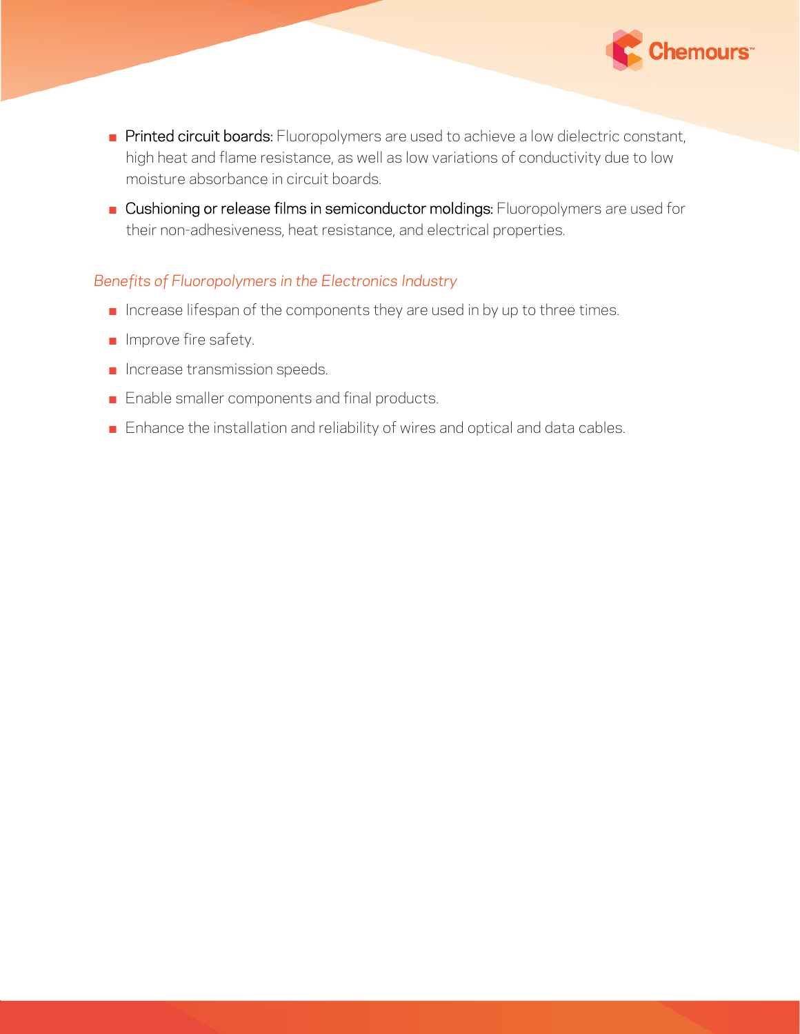- **Printed circuit boards:** Fluoropolymers are used to achieve a low dielectric constant, high heat and flame resistance, as well as low variations of conductivity due to low moisture absorbance in circuit boards.
- **Cushioning or release films in semiconductor moldings:** Fluoropolymers are used for their non-adhesiveness, heat resistance, and electrical properties.

### *Benefits of Fluoropolymers in the Electronics Industry*

- Increase lifespan of the components they are used in by up to three times.
- Improve fire safety.
- Increase transmission speeds.
- Enable smaller components and final products.
- Enhance the installation and reliability of wires and optical and data cables.